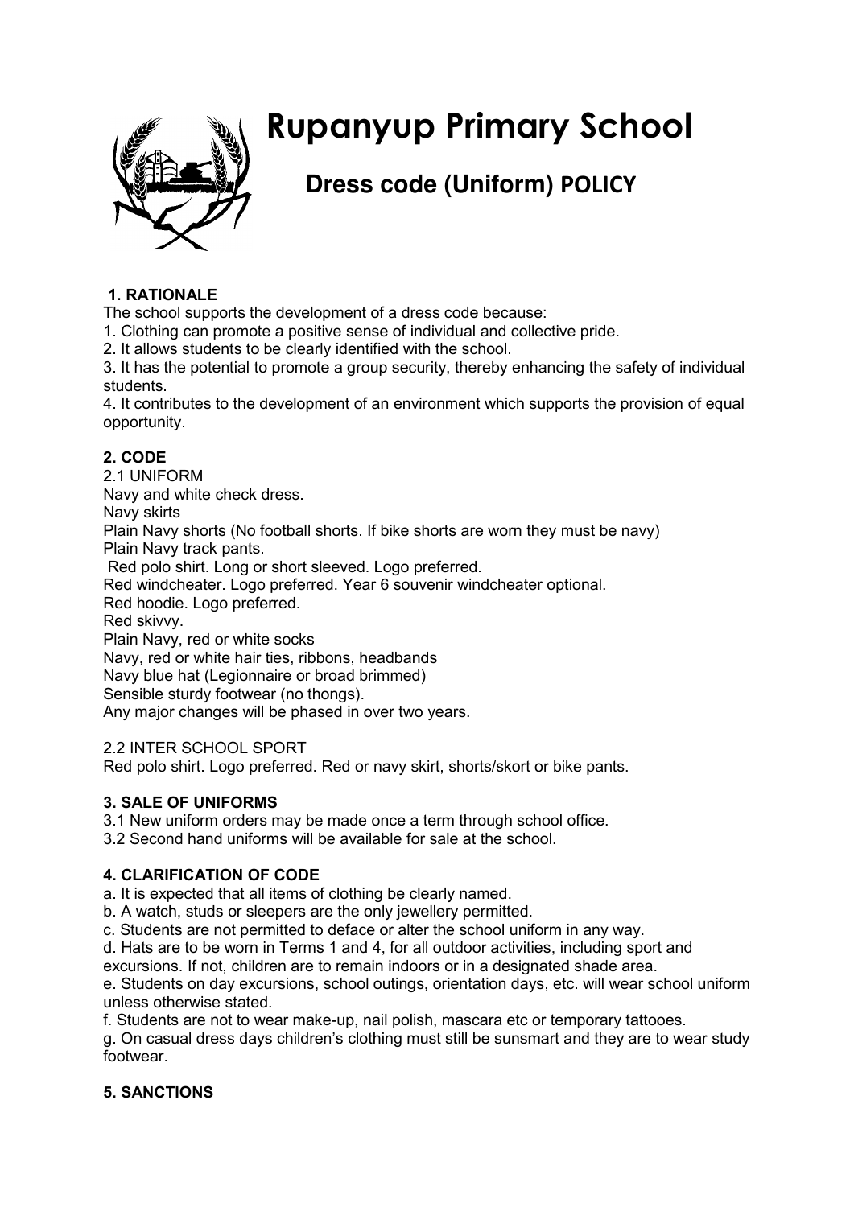# Rupanyup Primary School

## Dress code (Uniform) POLICY

**1. RATIONALE**

The school supports the development of a dress code because:

1. Clothing can promote a positive sense of individual and collective pride.
2. It allows students to be clearly identified with the school.
3. It has the potential to promote a group security, thereby enhancing the safety of individual students.
4. It contributes to the development of an environment which supports the provision of equal opportunity.

**2. CODE**

2.1 UNIFORM

Navy and white check dress.
Navy skirts
Plain Navy shorts (No football shorts. If bike shorts are worn they must be navy)
Plain Navy track pants.
Red polo shirt. Long or short sleeved. Logo preferred.
Red windcheater. Logo preferred. Year 6 souvenir windcheater optional.
Red hoodie. Logo preferred.
Red skivvy.
Plain Navy, red or white socks
Navy, red or white hair ties, ribbons, headbands
Navy blue hat (Legionnaire or broad brimmed)
Sensible sturdy footwear (no thongs).
Any major changes will be phased in over two years.

2.2 INTER SCHOOL SPORT

Red polo shirt. Logo preferred. Red or navy skirt, shorts/skort or bike pants.

**3. SALE OF UNIFORMS**

3.1 New uniform orders may be made once a term through school office.
3.2 Second hand uniforms will be available for sale at the school.

**4. CLARIFICATION OF CODE**

a. It is expected that all items of clothing be clearly named.
b. A watch, studs or sleepers are the only jewellery permitted.
c. Students are not permitted to deface or alter the school uniform in any way.
d. Hats are to be worn in Terms 1 and 4, for all outdoor activities, including sport and excursions. If not, children are to remain indoors or in a designated shade area.
e. Students on day excursions, school outings, orientation days, etc. will wear school uniform unless otherwise stated.
f. Students are not to wear make-up, nail polish, mascara etc or temporary tattooes.
g. On casual dress days children's clothing must still be sunsmart and they are to wear study footwear.

**5. SANCTIONS**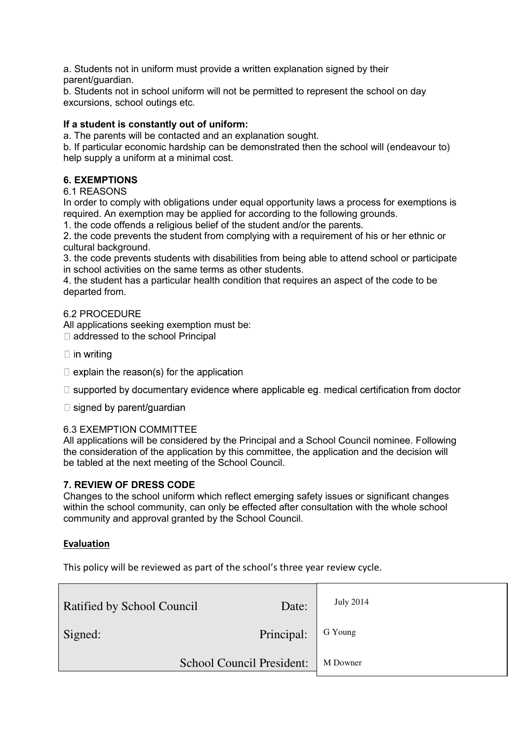a. Students not in uniform must provide a written explanation signed by their parent/guardian.
b. Students not in school uniform will not be permitted to represent the school on day excursions, school outings etc.

**If a student is constantly out of uniform:**
a. The parents will be contacted and an explanation sought.
b. If particular economic hardship can be demonstrated then the school will (endeavour to) help supply a uniform at a minimal cost.

## 6. EXEMPTIONS

### 6.1 REASONS

In order to comply with obligations under equal opportunity laws a process for exemptions is required. An exemption may be applied for according to the following grounds.

1. the code offends a religious belief of the student and/or the parents.
2. the code prevents the student from complying with a requirement of his or her ethnic or cultural background.
3. the code prevents students with disabilities from being able to attend school or participate in school activities on the same terms as other students.
4. the student has a particular health condition that requires an aspect of the code to be departed from.

### 6.2 PROCEDURE

All applications seeking exemption must be:

- addressed to the school Principal
- in writing
- explain the reason(s) for the application
- supported by documentary evidence where applicable eg. medical certification from doctor
- signed by parent/guardian

### 6.3 EXEMPTION COMMITTEE

All applications will be considered by the Principal and a School Council nominee. Following the consideration of the application by this committee, the application and the decision will be tabled at the next meeting of the School Council.

## 7. REVIEW OF DRESS CODE

Changes to the school uniform which reflect emerging safety issues or significant changes within the school community, can only be effected after consultation with the whole school community and approval granted by the School Council.

**Evaluation**

This policy will be reviewed as part of the school's three year review cycle.

| | | |
|---|---|---|
| Ratified by School Council | Date: | July 2014 |
| Signed: | Principal: | G Young |
| | School Council President: | M Downer |